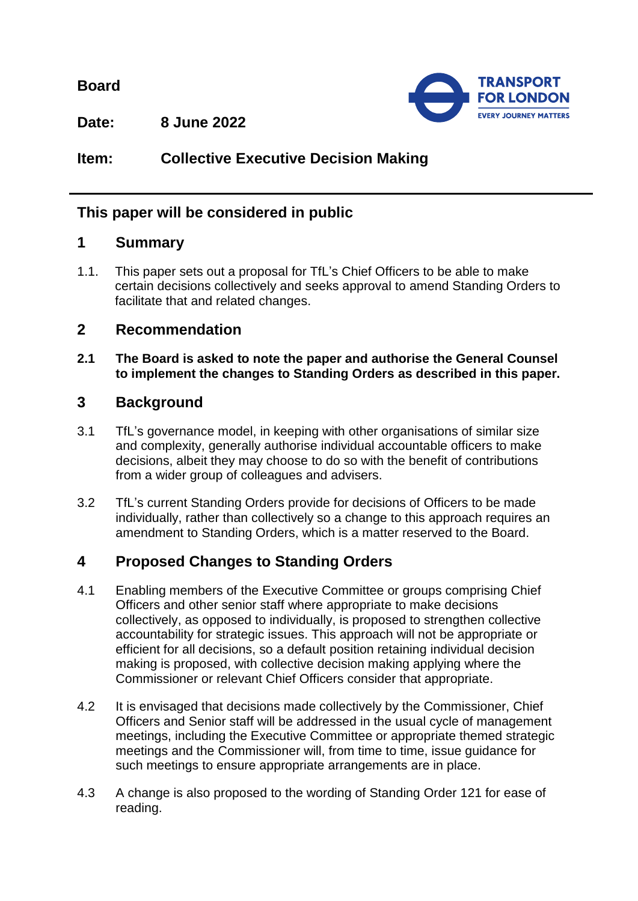**Board**

**Date:** **8 June 2022**

**Item:** **Collective Executive Decision Making**

## This paper will be considered in public

## 1 Summary

1.1. This paper sets out a proposal for TfL's Chief Officers to be able to make certain decisions collectively and seeks approval to amend Standing Orders to facilitate that and related changes.

## 2 Recommendation

**2.1 The Board is asked to note the paper and authorise the General Counsel to implement the changes to Standing Orders as described in this paper.**

## 3 Background

3.1 TfL's governance model, in keeping with other organisations of similar size and complexity, generally authorise individual accountable officers to make decisions, albeit they may choose to do so with the benefit of contributions from a wider group of colleagues and advisers.

3.2 TfL's current Standing Orders provide for decisions of Officers to be made individually, rather than collectively so a change to this approach requires an amendment to Standing Orders, which is a matter reserved to the Board.

## 4 Proposed Changes to Standing Orders

4.1 Enabling members of the Executive Committee or groups comprising Chief Officers and other senior staff where appropriate to make decisions collectively, as opposed to individually, is proposed to strengthen collective accountability for strategic issues. This approach will not be appropriate or efficient for all decisions, so a default position retaining individual decision making is proposed, with collective decision making applying where the Commissioner or relevant Chief Officers consider that appropriate.

4.2 It is envisaged that decisions made collectively by the Commissioner, Chief Officers and Senior staff will be addressed in the usual cycle of management meetings, including the Executive Committee or appropriate themed strategic meetings and the Commissioner will, from time to time, issue guidance for such meetings to ensure appropriate arrangements are in place.

4.3 A change is also proposed to the wording of Standing Order 121 for ease of reading.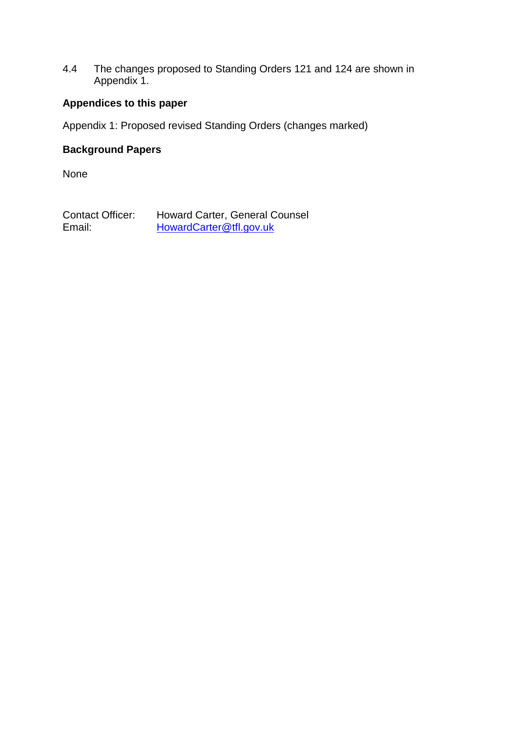4.4 The changes proposed to Standing Orders 121 and 124 are shown in Appendix 1.

**Appendices to this paper**

Appendix 1: Proposed revised Standing Orders (changes marked)

**Background Papers**

None

Contact Officer: Howard Carter, General Counsel
Email: HowardCarter@tfl.gov.uk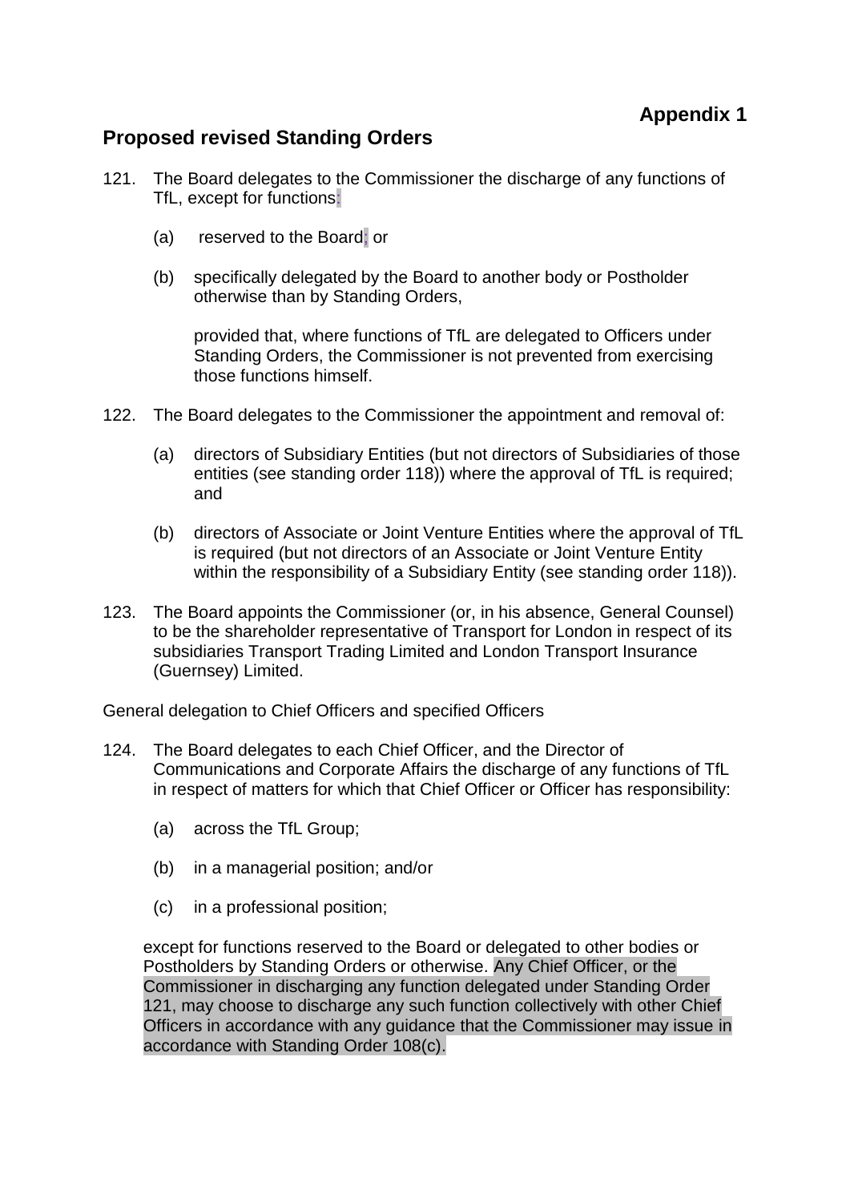**Appendix 1**

## Proposed revised Standing Orders

121. The Board delegates to the Commissioner the discharge of any functions of TfL, except for functions:

    (a) reserved to the Board; or

    (b) specifically delegated by the Board to another body or Postholder otherwise than by Standing Orders,

    provided that, where functions of TfL are delegated to Officers under Standing Orders, the Commissioner is not prevented from exercising those functions himself.

122. The Board delegates to the Commissioner the appointment and removal of:

    (a) directors of Subsidiary Entities (but not directors of Subsidiaries of those entities (see standing order 118)) where the approval of TfL is required; and

    (b) directors of Associate or Joint Venture Entities where the approval of TfL is required (but not directors of an Associate or Joint Venture Entity within the responsibility of a Subsidiary Entity (see standing order 118)).

123. The Board appoints the Commissioner (or, in his absence, General Counsel) to be the shareholder representative of Transport for London in respect of its subsidiaries Transport Trading Limited and London Transport Insurance (Guernsey) Limited.

General delegation to Chief Officers and specified Officers

124. The Board delegates to each Chief Officer, and the Director of Communications and Corporate Affairs the discharge of any functions of TfL in respect of matters for which that Chief Officer or Officer has responsibility:

    (a) across the TfL Group;

    (b) in a managerial position; and/or

    (c) in a professional position;

    except for functions reserved to the Board or delegated to other bodies or Postholders by Standing Orders or otherwise. Any Chief Officer, or the Commissioner in discharging any function delegated under Standing Order 121, may choose to discharge any such function collectively with other Chief Officers in accordance with any guidance that the Commissioner may issue in accordance with Standing Order 108(c).